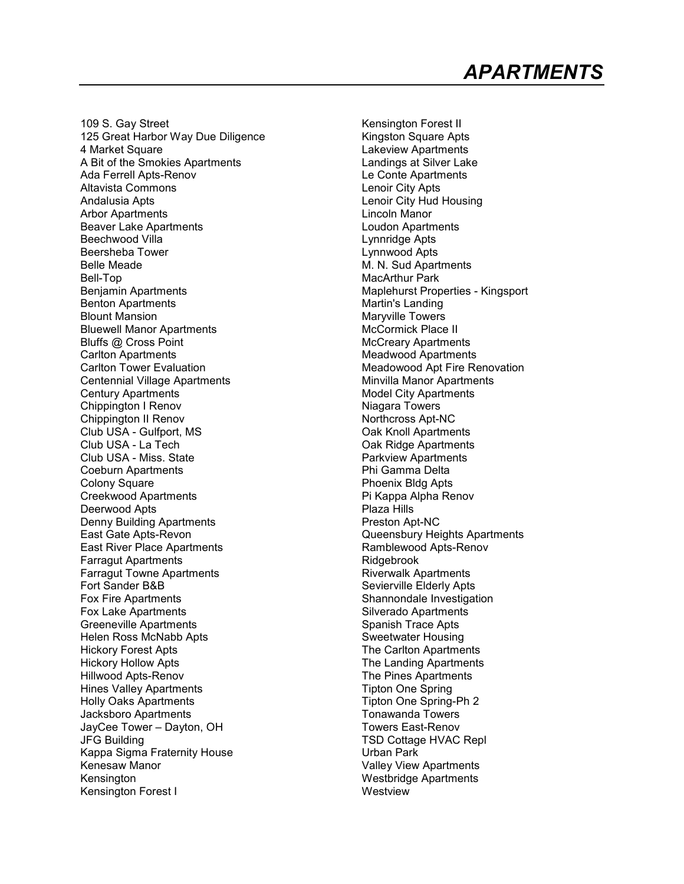# *APARTMENTS*

109 S. Gay Street
125 Great Harbor Way Due Diligence
4 Market Square
A Bit of the Smokies Apartments
Ada Ferrell Apts-Renov
Altavista Commons
Andalusia Apts
Arbor Apartments
Beaver Lake Apartments
Beechwood Villa
Beersheba Tower
Belle Meade
Bell-Top
Benjamin Apartments
Benton Apartments
Blount Mansion
Bluewell Manor Apartments
Bluffs @ Cross Point
Carlton Apartments
Carlton Tower Evaluation
Centennial Village Apartments
Century Apartments
Chippington I Renov
Chippington II Renov
Club USA - Gulfport, MS
Club USA - La Tech
Club USA - Miss. State
Coeburn Apartments
Colony Square
Creekwood Apartments
Deerwood Apts
Denny Building Apartments
East Gate Apts-Revon
East River Place Apartments
Farragut Apartments
Farragut Towne Apartments
Fort Sander B&B
Fox Fire Apartments
Fox Lake Apartments
Greeneville Apartments
Helen Ross McNabb Apts
Hickory Forest Apts
Hickory Hollow Apts
Hillwood Apts-Renov
Hines Valley Apartments
Holly Oaks Apartments
Jacksboro Apartments
JayCee Tower – Dayton, OH
JFG Building
Kappa Sigma Fraternity House
Kenesaw Manor
Kensington
Kensington Forest I
Kensington Forest II
Kingston Square Apts
Lakeview Apartments
Landings at Silver Lake
Le Conte Apartments
Lenoir City Apts
Lenoir City Hud Housing
Lincoln Manor
Loudon Apartments
Lynnridge Apts
Lynnwood Apts
M. N. Sud Apartments
MacArthur Park
Maplehurst Properties - Kingsport
Martin's Landing
Maryville Towers
McCormick Place II
McCreary Apartments
Meadwood Apartments
Meadowood Apt Fire Renovation
Minvilla Manor Apartments
Model City Apartments
Niagara Towers
Northcross Apt-NC
Oak Knoll Apartments
Oak Ridge Apartments
Parkview Apartments
Phi Gamma Delta
Phoenix Bldg Apts
Pi Kappa Alpha Renov
Plaza Hills
Preston Apt-NC
Queensbury Heights Apartments
Ramblewood Apts-Renov
Ridgebrook
Riverwalk Apartments
Sevierville Elderly Apts
Shannondale Investigation
Silverado Apartments
Spanish Trace Apts
Sweetwater Housing
The Carlton Apartments
The Landing Apartments
The Pines Apartments
Tipton One Spring
Tipton One Spring-Ph 2
Tonawanda Towers
Towers East-Renov
TSD Cottage HVAC Repl
Urban Park
Valley View Apartments
Westbridge Apartments
Westview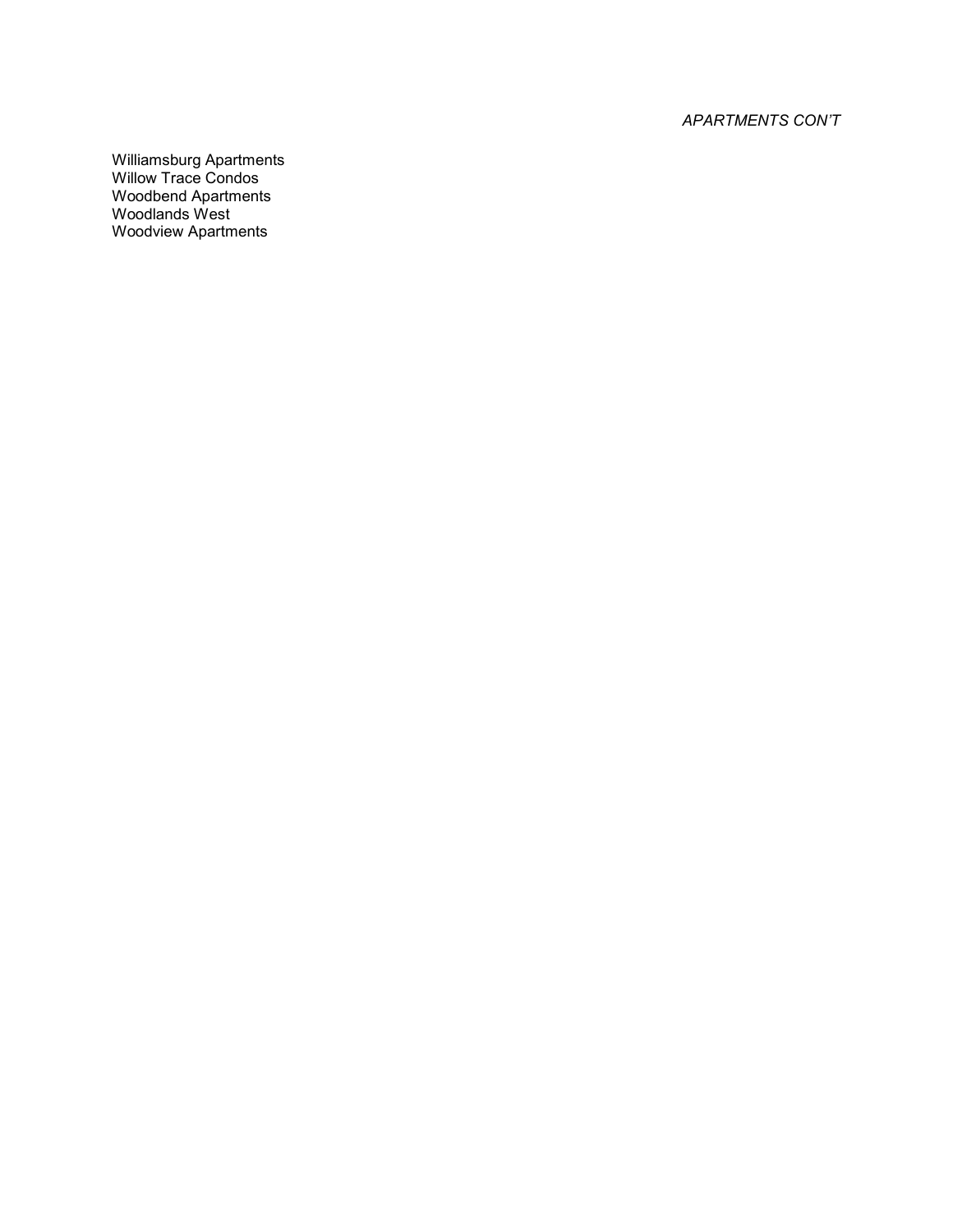*APARTMENTS CON'T*

Williamsburg Apartments
Willow Trace Condos
Woodbend Apartments
Woodlands West
Woodview Apartments